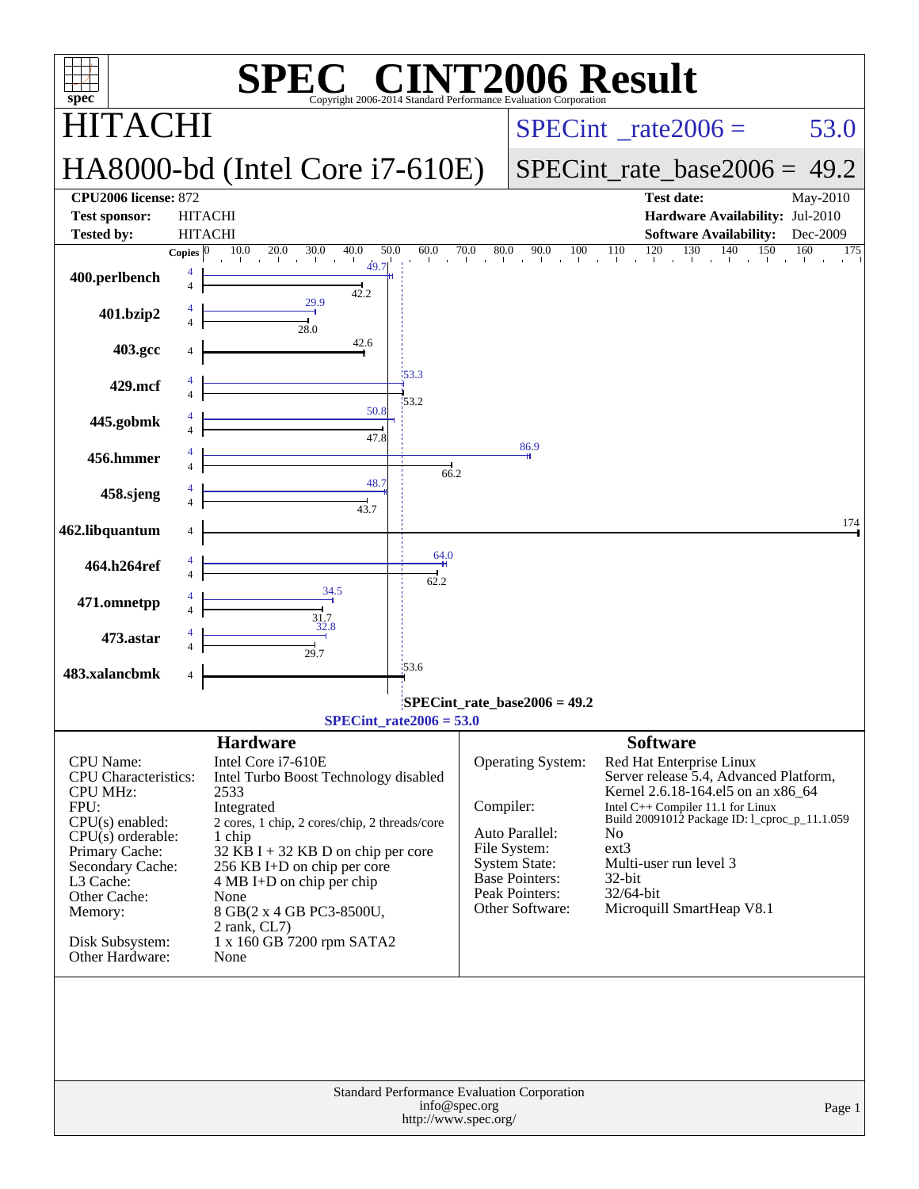# SPEC CINT2006 Result

Copyright 2006-2014 Standard Performance Evaluation Corporation

## HITACHI

## HA8000-bd (Intel Core i7-610E)

SPECint_rate2006 = 53.0

SPECint_rate_base2006 = 49.2

**CPU2006 license:** 872
**Test sponsor:** HITACHI
**Tested by:** HITACHI

**Test date:** May-2010
**Hardware Availability:** Jul-2010
**Software Availability:** Dec-2009

| Benchmark | Copies | Peak | Base |
|---|---|---|---|
| 400.perlbench | 4 | 49.7 | 42.2 |
| 401.bzip2 | 4 | 29.9 | 28.0 |
| 403.gcc | 4 | | 42.6 |
| 429.mcf | 4 | 53.3 | 53.2 |
| 445.gobmk | 4 | 50.8 | 47.8 |
| 456.hmmer | 4 | 86.9 | 66.2 |
| 458.sjeng | 4 | 48.7 | 43.7 |
| 462.libquantum | 4 | | 174 |
| 464.h264ref | 4 | 64.0 | 62.2 |
| 471.omnetpp | 4 | 34.5 | 31.7 |
| 473.astar | 4 | 32.8 | 29.7 |
| 483.xalancbmk | 4 | | 53.6 |

SPECint_rate_base2006 = 49.2

SPECint_rate2006 = 53.0

### Hardware

| | |
|---|---|
| CPU Name: | Intel Core i7-610E |
| CPU Characteristics: | Intel Turbo Boost Technology disabled |
| CPU MHz: | 2533 |
| FPU: | Integrated |
| CPU(s) enabled: | 2 cores, 1 chip, 2 cores/chip, 2 threads/core |
| CPU(s) orderable: | 1 chip |
| Primary Cache: | 32 KB I + 32 KB D on chip per core |
| Secondary Cache: | 256 KB I+D on chip per core |
| L3 Cache: | 4 MB I+D on chip per chip |
| Other Cache: | None |
| Memory: | 8 GB(2 x 4 GB PC3-8500U, 2 rank, CL7) |
| Disk Subsystem: | 1 x 160 GB 7200 rpm SATA2 |
| Other Hardware: | None |

### Software

| | |
|---|---|
| Operating System: | Red Hat Enterprise Linux Server release 5.4, Advanced Platform, Kernel 2.6.18-164.el5 on an x86_64 |
| Compiler: | Intel C++ Compiler 11.1 for Linux Build 20091012 Package ID: l_cproc_p_11.1.059 |
| Auto Parallel: | No |
| File System: | ext3 |
| System State: | Multi-user run level 3 |
| Base Pointers: | 32-bit |
| Peak Pointers: | 32/64-bit |
| Other Software: | Microquill SmartHeap V8.1 |

Standard Performance Evaluation Corporation
info@spec.org
http://www.spec.org/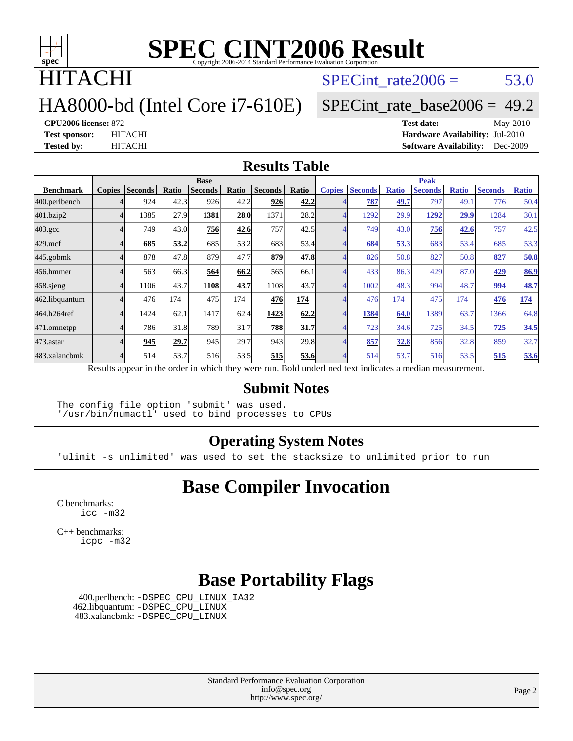# SPEC CINT2006 Result

Copyright 2006-2014 Standard Performance Evaluation Corporation

## HITACHI

## HA8000-bd (Intel Core i7-610E)

SPECint_rate2006 = 53.0

SPECint_rate_base2006 = 49.2

**CPU2006 license:** 872
**Test sponsor:** HITACHI
**Tested by:** HITACHI

**Test date:** May-2010
**Hardware Availability:** Jul-2010
**Software Availability:** Dec-2009

## Results Table

| Benchmark | Base | | | | | | | Peak | | | | | | |
|---|---|---|---|---|---|---|---|---|---|---|---|---|---|---|
| | Copies | Seconds | Ratio | Seconds | Ratio | Seconds | Ratio | Copies | Seconds | Ratio | Seconds | Ratio | Seconds | Ratio |
| 400.perlbench | 4 | 924 | 42.3 | 926 | 42.2 | **926** | **42.2** | 4 | **787** | **49.7** | 797 | 49.1 | 776 | 50.4 |
| 401.bzip2 | 4 | 1385 | 27.9 | **1381** | **28.0** | 1371 | 28.2 | 4 | 1292 | 29.9 | **1292** | **29.9** | 1284 | 30.1 |
| 403.gcc | 4 | 749 | 43.0 | **756** | **42.6** | 757 | 42.5 | 4 | 749 | 43.0 | **756** | **42.6** | 757 | 42.5 |
| 429.mcf | 4 | **685** | **53.2** | 685 | 53.2 | 683 | 53.4 | 4 | **684** | **53.3** | 683 | 53.4 | 685 | 53.3 |
| 445.gobmk | 4 | 878 | 47.8 | 879 | 47.7 | **879** | **47.8** | 4 | 826 | 50.8 | 827 | 50.8 | **827** | **50.8** |
| 456.hmmer | 4 | 563 | 66.3 | **564** | **66.2** | 565 | 66.1 | 4 | 433 | 86.3 | 429 | 87.0 | **429** | **86.9** |
| 458.sjeng | 4 | 1106 | 43.7 | **1108** | **43.7** | 1108 | 43.7 | 4 | 1002 | 48.3 | 994 | 48.7 | **994** | **48.7** |
| 462.libquantum | 4 | 476 | 174 | 475 | 174 | **476** | **174** | 4 | 476 | 174 | 475 | 174 | **476** | **174** |
| 464.h264ref | 4 | 1424 | 62.1 | 1417 | 62.4 | **1423** | **62.2** | 4 | **1384** | **64.0** | 1389 | 63.7 | 1366 | 64.8 |
| 471.omnetpp | 4 | 786 | 31.8 | 789 | 31.7 | **788** | **31.7** | 4 | 723 | 34.6 | 725 | 34.5 | **725** | **34.5** |
| 473.astar | 4 | **945** | **29.7** | 945 | 29.7 | 943 | 29.8 | 4 | **857** | **32.8** | 856 | 32.8 | 859 | 32.7 |
| 483.xalancbmk | 4 | 514 | 53.7 | 516 | 53.5 | **515** | **53.6** | 4 | 514 | 53.7 | 516 | 53.5 | **515** | **53.6** |

Results appear in the order in which they were run. Bold underlined text indicates a median measurement.

## Submit Notes

```
The config file option 'submit' was used.
'/usr/bin/numactl' used to bind processes to CPUs
```

## Operating System Notes

```
'ulimit -s unlimited' was used to set the stacksize to unlimited prior to run
```

## Base Compiler Invocation

C benchmarks:
```
icc -m32
```

C++ benchmarks:
```
icpc -m32
```

## Base Portability Flags

400.perlbench: -DSPEC_CPU_LINUX_IA32
462.libquantum: -DSPEC_CPU_LINUX
483.xalancbmk: -DSPEC_CPU_LINUX

Standard Performance Evaluation Corporation
info@spec.org
http://www.spec.org/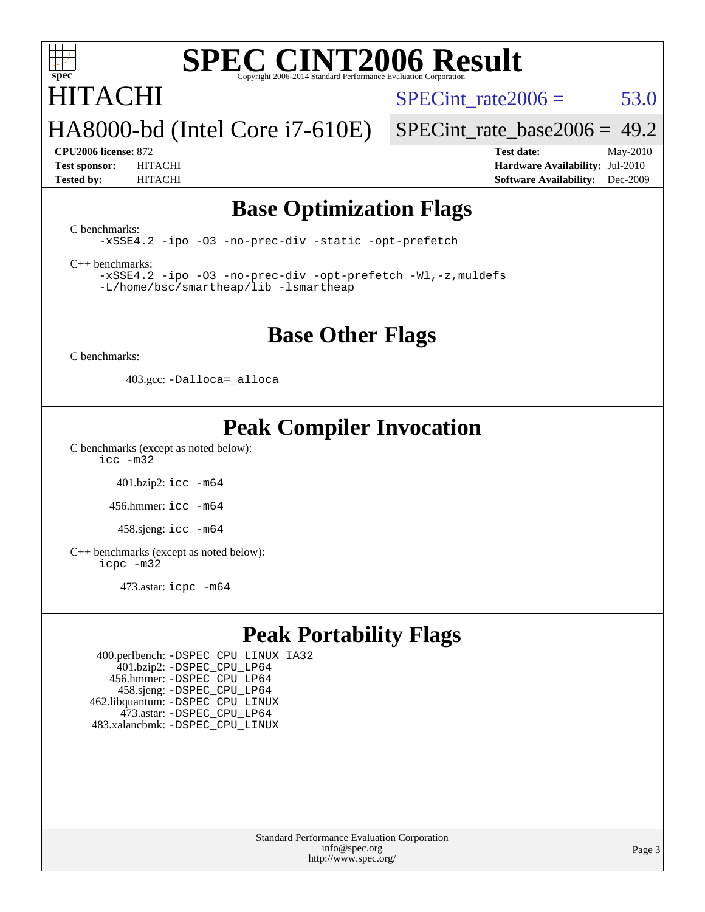# SPEC CINT2006 Result

Copyright 2006-2014 Standard Performance Evaluation Corporation

HITACHI

HA8000-bd (Intel Core i7-610E)

SPECint_rate2006 = 53.0

SPECint_rate_base2006 = 49.2

**CPU2006 license:** 872

**Test sponsor:** HITACHI

**Tested by:** HITACHI

**Test date:** May-2010

**Hardware Availability:** Jul-2010

**Software Availability:** Dec-2009

## Base Optimization Flags

C benchmarks:

```
-xSSE4.2 -ipo -O3 -no-prec-div -static -opt-prefetch
```

C++ benchmarks:

```
-xSSE4.2 -ipo -O3 -no-prec-div -opt-prefetch -Wl,-z,muldefs
-L/home/bsc/smartheap/lib -lsmartheap
```

## Base Other Flags

C benchmarks:

403.gcc: `-Dalloca=_alloca`

## Peak Compiler Invocation

C benchmarks (except as noted below):

```
icc -m32
```

401.bzip2: `icc -m64`

456.hmmer: `icc -m64`

458.sjeng: `icc -m64`

C++ benchmarks (except as noted below):

```
icpc -m32
```

473.astar: `icpc -m64`

## Peak Portability Flags

400.perlbench: `-DSPEC_CPU_LINUX_IA32`
401.bzip2: `-DSPEC_CPU_LP64`
456.hmmer: `-DSPEC_CPU_LP64`
458.sjeng: `-DSPEC_CPU_LP64`
462.libquantum: `-DSPEC_CPU_LINUX`
473.astar: `-DSPEC_CPU_LP64`
483.xalancbmk: `-DSPEC_CPU_LINUX`

Standard Performance Evaluation Corporation
info@spec.org
http://www.spec.org/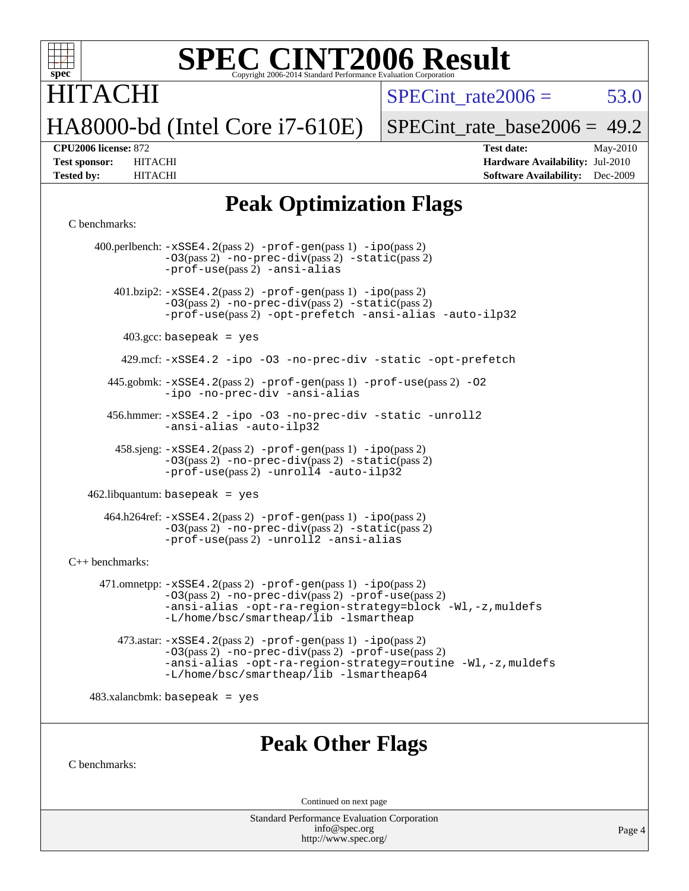# SPEC CINT2006 Result

Copyright 2006-2014 Standard Performance Evaluation Corporation

## HITACHI

## HA8000-bd (Intel Core i7-610E)

SPECint_rate2006 = 53.0

SPECint_rate_base2006 = 49.2

**CPU2006 license:** 872
**Test sponsor:** HITACHI
**Tested by:** HITACHI

**Test date:** May-2010
**Hardware Availability:** Jul-2010
**Software Availability:** Dec-2009

## Peak Optimization Flags

C benchmarks:

400.perlbench: `-xSSE4.2`(pass 2) `-prof-gen`(pass 1) `-ipo`(pass 2) `-O3`(pass 2) `-no-prec-div`(pass 2) `-static`(pass 2) `-prof-use`(pass 2) `-ansi-alias`

401.bzip2: `-xSSE4.2`(pass 2) `-prof-gen`(pass 1) `-ipo`(pass 2) `-O3`(pass 2) `-no-prec-div`(pass 2) `-static`(pass 2) `-prof-use`(pass 2) `-opt-prefetch -ansi-alias -auto-ilp32`

403.gcc: `basepeak = yes`

429.mcf: `-xSSE4.2 -ipo -O3 -no-prec-div -static -opt-prefetch`

445.gobmk: `-xSSE4.2`(pass 2) `-prof-gen`(pass 1) `-prof-use`(pass 2) `-O2 -ipo -no-prec-div -ansi-alias`

456.hmmer: `-xSSE4.2 -ipo -O3 -no-prec-div -static -unroll2 -ansi-alias -auto-ilp32`

458.sjeng: `-xSSE4.2`(pass 2) `-prof-gen`(pass 1) `-ipo`(pass 2) `-O3`(pass 2) `-no-prec-div`(pass 2) `-static`(pass 2) `-prof-use`(pass 2) `-unroll4 -auto-ilp32`

462.libquantum: `basepeak = yes`

464.h264ref: `-xSSE4.2`(pass 2) `-prof-gen`(pass 1) `-ipo`(pass 2) `-O3`(pass 2) `-no-prec-div`(pass 2) `-static`(pass 2) `-prof-use`(pass 2) `-unroll2 -ansi-alias`

C++ benchmarks:

471.omnetpp: `-xSSE4.2`(pass 2) `-prof-gen`(pass 1) `-ipo`(pass 2) `-O3`(pass 2) `-no-prec-div`(pass 2) `-prof-use`(pass 2) `-ansi-alias -opt-ra-region-strategy=block -Wl,-z,muldefs -L/home/bsc/smartheap/lib -lsmartheap`

473.astar: `-xSSE4.2`(pass 2) `-prof-gen`(pass 1) `-ipo`(pass 2) `-O3`(pass 2) `-no-prec-div`(pass 2) `-prof-use`(pass 2) `-ansi-alias -opt-ra-region-strategy=routine -Wl,-z,muldefs -L/home/bsc/smartheap/lib -lsmartheap64`

483.xalancbmk: `basepeak = yes`

## Peak Other Flags

C benchmarks:

Continued on next page

Standard Performance Evaluation Corporation
info@spec.org
http://www.spec.org/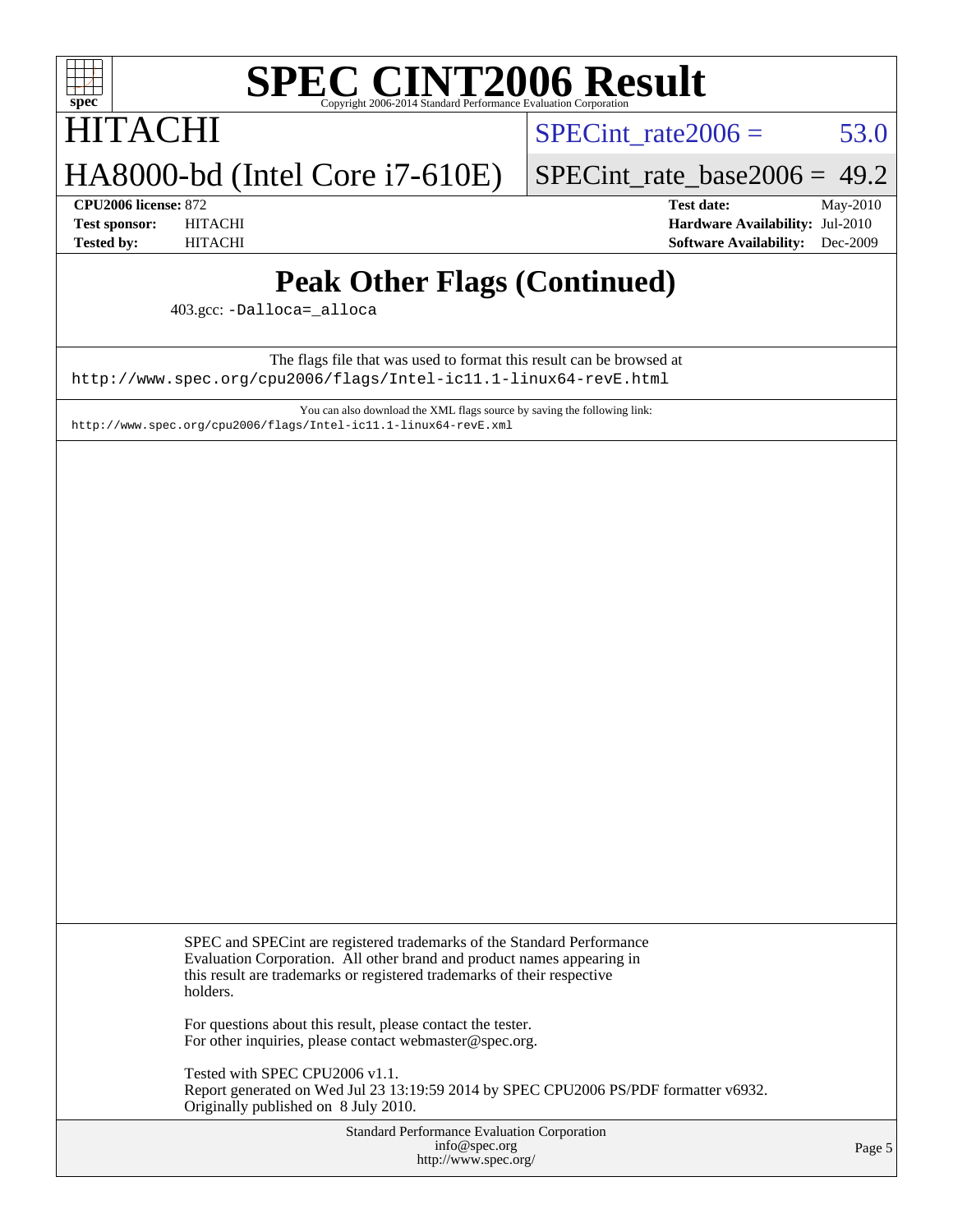# Peak Other Flags (Continued)

403.gcc: -Dalloca=_alloca

The flags file that was used to format this result can be browsed at
http://www.spec.org/cpu2006/flags/Intel-ic11.1-linux64-revE.html

You can also download the XML flags source by saving the following link:
http://www.spec.org/cpu2006/flags/Intel-ic11.1-linux64-revE.xml

SPEC and SPECint are registered trademarks of the Standard Performance Evaluation Corporation. All other brand and product names appearing in this result are trademarks or registered trademarks of their respective holders.

For questions about this result, please contact the tester.
For other inquiries, please contact webmaster@spec.org.

Tested with SPEC CPU2006 v1.1.
Report generated on Wed Jul 23 13:19:59 2014 by SPEC CPU2006 PS/PDF formatter v6932.
Originally published on 8 July 2010.